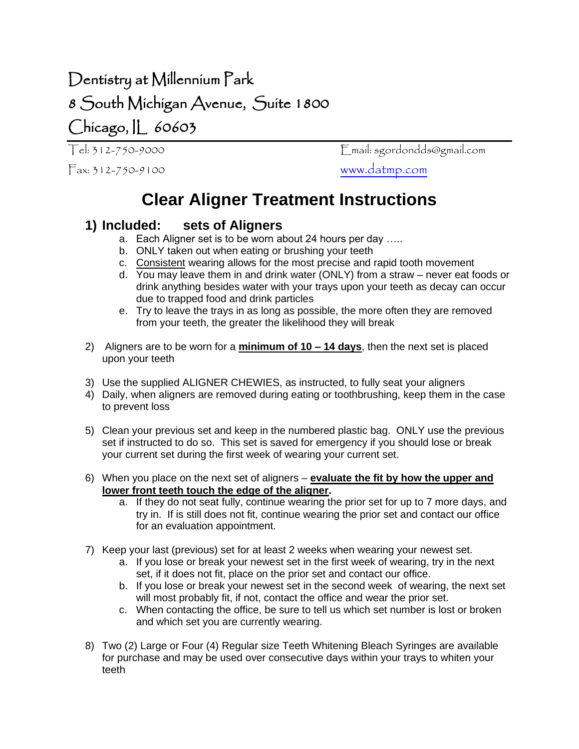# Dentistry at Millennium Park

8 South Michigan Avenue, Suite 1800

Chicago, IL 60603

Tel: 312-750-9000 | Email: sgordondds@gmail.com

Fax: 312-750-9100 | www.datmp.com

## Clear Aligner Treatment Instructions

### 1) Included: sets of Aligners

a. Each Aligner set is to be worn about 24 hours per day …..
b. ONLY taken out when eating or brushing your teeth
c. Consistent wearing allows for the most precise and rapid tooth movement
d. You may leave them in and drink water (ONLY) from a straw – never eat foods or drink anything besides water with your trays upon your teeth as decay can occur due to trapped food and drink particles
e. Try to leave the trays in as long as possible, the more often they are removed from your teeth, the greater the likelihood they will break

2) Aligners are to be worn for a **minimum of 10 – 14 days**, then the next set is placed upon your teeth

3) Use the supplied ALIGNER CHEWIES, as instructed, to fully seat your aligners

4) Daily, when aligners are removed during eating or toothbrushing, keep them in the case to prevent loss

5) Clean your previous set and keep in the numbered plastic bag. ONLY use the previous set if instructed to do so. This set is saved for emergency if you should lose or break your current set during the first week of wearing your current set.

6) When you place on the next set of aligners – **evaluate the fit by how the upper and lower front teeth touch the edge of the aligner.**
   a. If they do not seat fully, continue wearing the prior set for up to 7 more days, and try in. If is still does not fit, continue wearing the prior set and contact our office for an evaluation appointment.

7) Keep your last (previous) set for at least 2 weeks when wearing your newest set.
   a. If you lose or break your newest set in the first week of wearing, try in the next set, if it does not fit, place on the prior set and contact our office.
   b. If you lose or break your newest set in the second week of wearing, the next set will most probably fit, if not, contact the office and wear the prior set.
   c. When contacting the office, be sure to tell us which set number is lost or broken and which set you are currently wearing.

8) Two (2) Large or Four (4) Regular size Teeth Whitening Bleach Syringes are available for purchase and may be used over consecutive days within your trays to whiten your teeth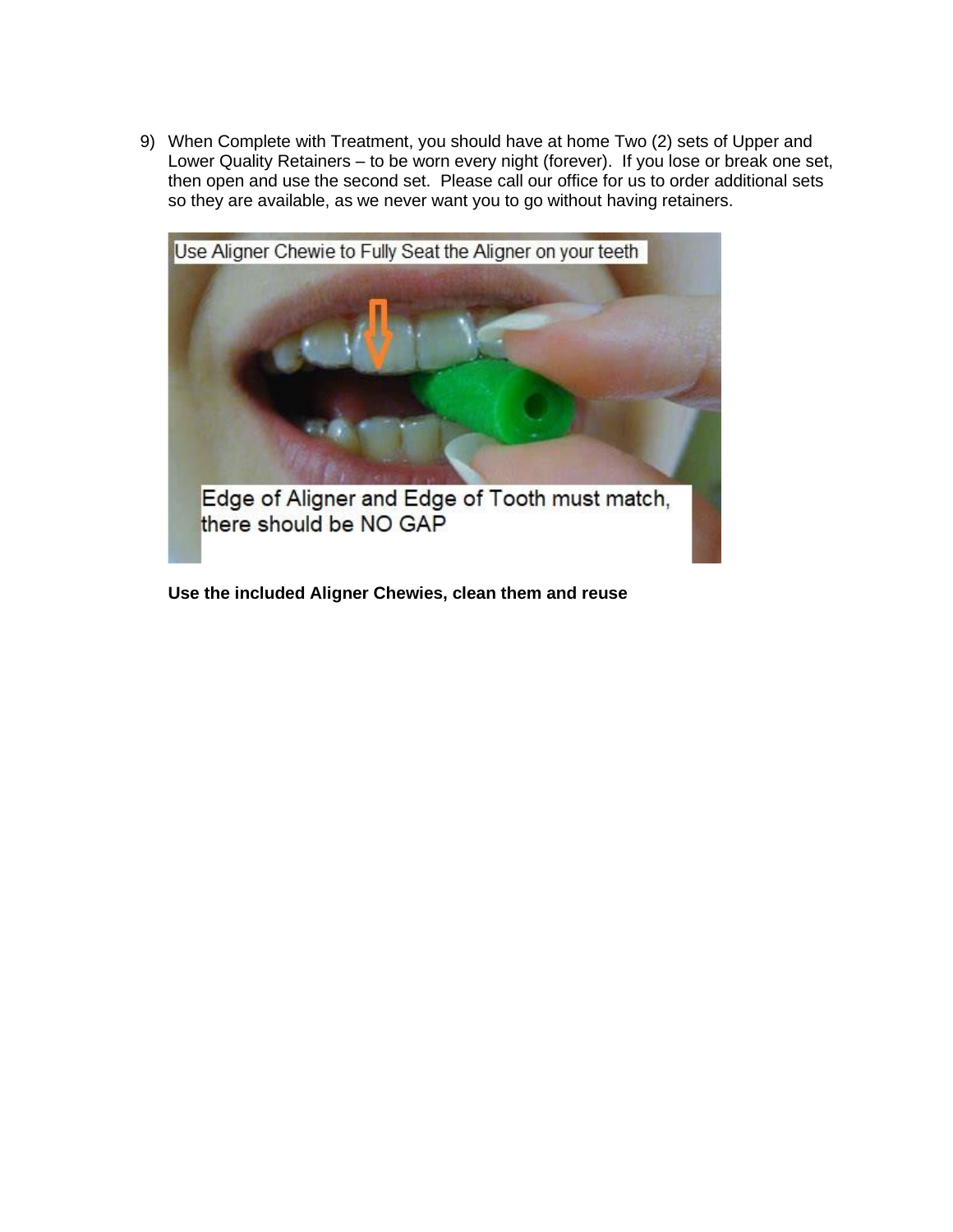9) When Complete with Treatment, you should have at home Two (2) sets of Upper and Lower Quality Retainers – to be worn every night (forever). If you lose or break one set, then open and use the second set. Please call our office for us to order additional sets so they are available, as we never want you to go without having retainers.

Use Aligner Chewie to Fully Seat the Aligner on your teeth

Edge of Aligner and Edge of Tooth must match, there should be NO GAP

**Use the included Aligner Chewies, clean them and reuse**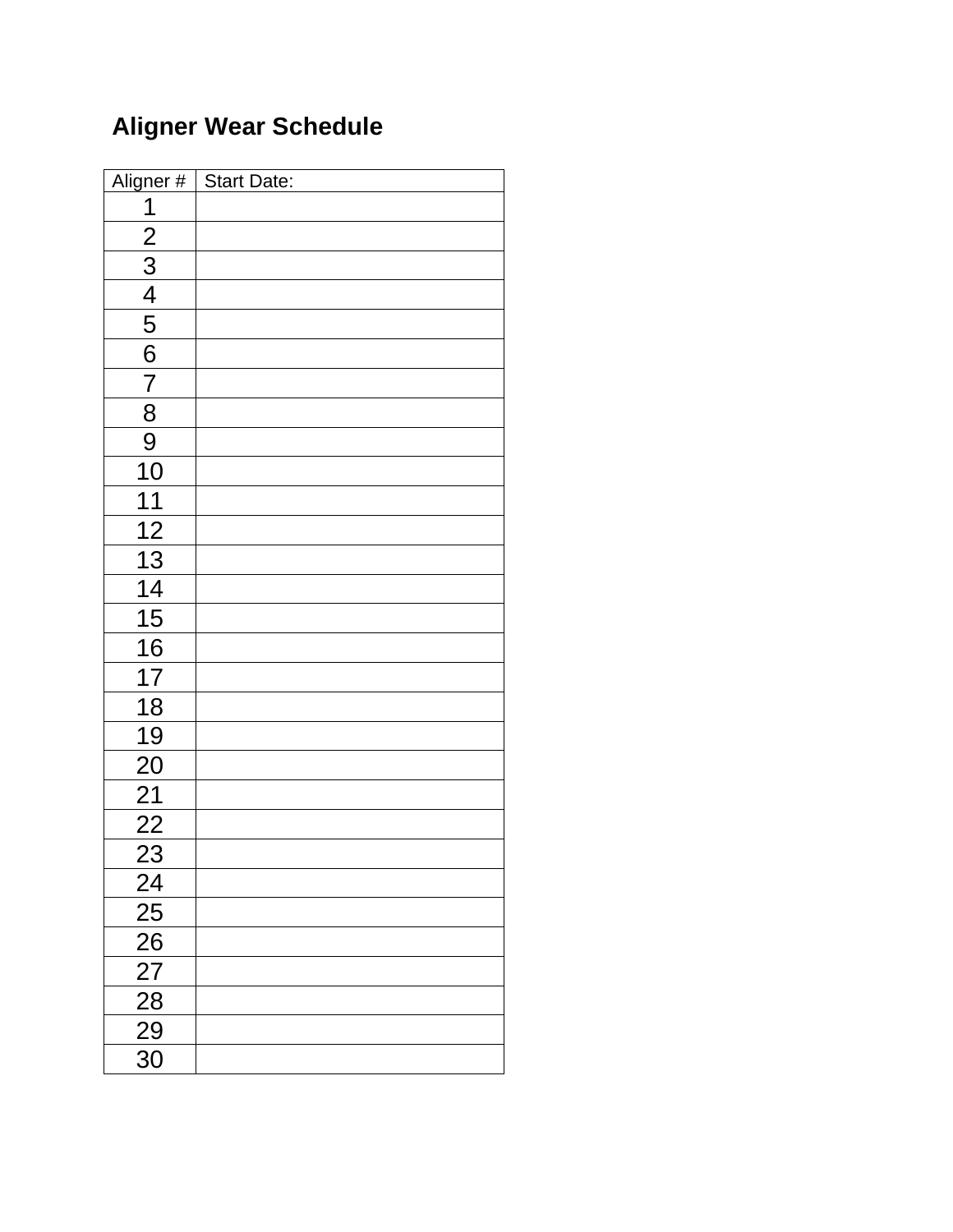## Aligner Wear Schedule

| Aligner # | Start Date: |
|---|---|
| 1 | |
| 2 | |
| 3 | |
| 4 | |
| 5 | |
| 6 | |
| 7 | |
| 8 | |
| 9 | |
| 10 | |
| 11 | |
| 12 | |
| 13 | |
| 14 | |
| 15 | |
| 16 | |
| 17 | |
| 18 | |
| 19 | |
| 20 | |
| 21 | |
| 22 | |
| 23 | |
| 24 | |
| 25 | |
| 26 | |
| 27 | |
| 28 | |
| 29 | |
| 30 | |